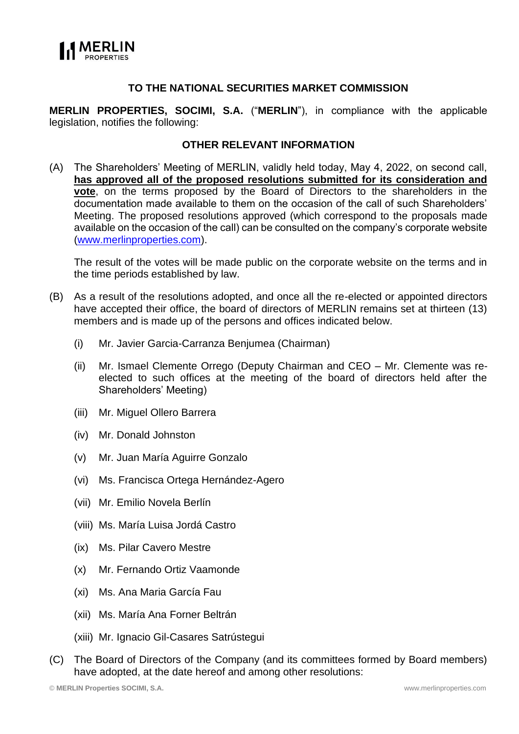**TO THE NATIONAL SECURITIES MARKET COMMISSION**

**MERLIN PROPERTIES, SOCIMI, S.A.** ("**MERLIN**"), in compliance with the applicable legislation, notifies the following:

**OTHER RELEVANT INFORMATION**

(A) The Shareholders' Meeting of MERLIN, validly held today, May 4, 2022, on second call, **has approved all of the proposed resolutions submitted for its consideration and vote**, on the terms proposed by the Board of Directors to the shareholders in the documentation made available to them on the occasion of the call of such Shareholders' Meeting. The proposed resolutions approved (which correspond to the proposals made available on the occasion of the call) can be consulted on the company's corporate website (www.merlinproperties.com).

The result of the votes will be made public on the corporate website on the terms and in the time periods established by law.

(B) As a result of the resolutions adopted, and once all the re-elected or appointed directors have accepted their office, the board of directors of MERLIN remains set at thirteen (13) members and is made up of the persons and offices indicated below.

(i) Mr. Javier Garcia-Carranza Benjumea (Chairman)

(ii) Mr. Ismael Clemente Orrego (Deputy Chairman and CEO – Mr. Clemente was re-elected to such offices at the meeting of the board of directors held after the Shareholders' Meeting)

(iii) Mr. Miguel Ollero Barrera

(iv) Mr. Donald Johnston

(v) Mr. Juan María Aguirre Gonzalo

(vi) Ms. Francisca Ortega Hernández-Agero

(vii) Mr. Emilio Novela Berlín

(viii) Ms. María Luisa Jordá Castro

(ix) Ms. Pilar Cavero Mestre

(x) Mr. Fernando Ortiz Vaamonde

(xi) Ms. Ana Maria García Fau

(xii) Ms. María Ana Forner Beltrán

(xiii) Mr. Ignacio Gil-Casares Satrústegui

(C) The Board of Directors of the Company (and its committees formed by Board members) have adopted, at the date hereof and among other resolutions: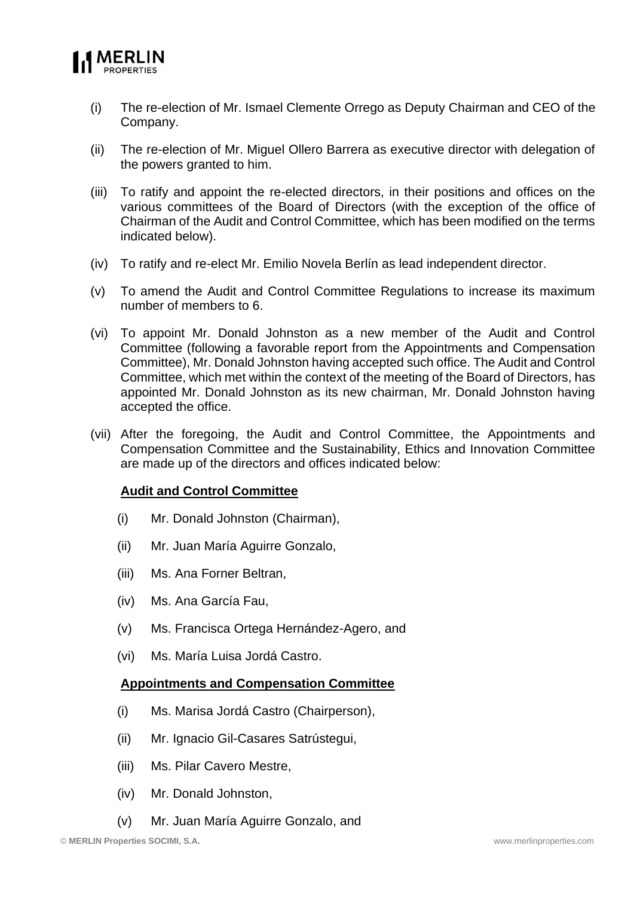(i) The re-election of Mr. Ismael Clemente Orrego as Deputy Chairman and CEO of the Company.

(ii) The re-election of Mr. Miguel Ollero Barrera as executive director with delegation of the powers granted to him.

(iii) To ratify and appoint the re-elected directors, in their positions and offices on the various committees of the Board of Directors (with the exception of the office of Chairman of the Audit and Control Committee, which has been modified on the terms indicated below).

(iv) To ratify and re-elect Mr. Emilio Novela Berlín as lead independent director.

(v) To amend the Audit and Control Committee Regulations to increase its maximum number of members to 6.

(vi) To appoint Mr. Donald Johnston as a new member of the Audit and Control Committee (following a favorable report from the Appointments and Compensation Committee), Mr. Donald Johnston having accepted such office. The Audit and Control Committee, which met within the context of the meeting of the Board of Directors, has appointed Mr. Donald Johnston as its new chairman, Mr. Donald Johnston having accepted the office.

(vii) After the foregoing, the Audit and Control Committee, the Appointments and Compensation Committee and the Sustainability, Ethics and Innovation Committee are made up of the directors and offices indicated below:

**Audit and Control Committee**

(i) Mr. Donald Johnston (Chairman),

(ii) Mr. Juan María Aguirre Gonzalo,

(iii) Ms. Ana Forner Beltran,

(iv) Ms. Ana García Fau,

(v) Ms. Francisca Ortega Hernández-Agero, and

(vi) Ms. María Luisa Jordá Castro.

**Appointments and Compensation Committee**

(i) Ms. Marisa Jordá Castro (Chairperson),

(ii) Mr. Ignacio Gil-Casares Satrústegui,

(iii) Ms. Pilar Cavero Mestre,

(iv) Mr. Donald Johnston,

(v) Mr. Juan María Aguirre Gonzalo, and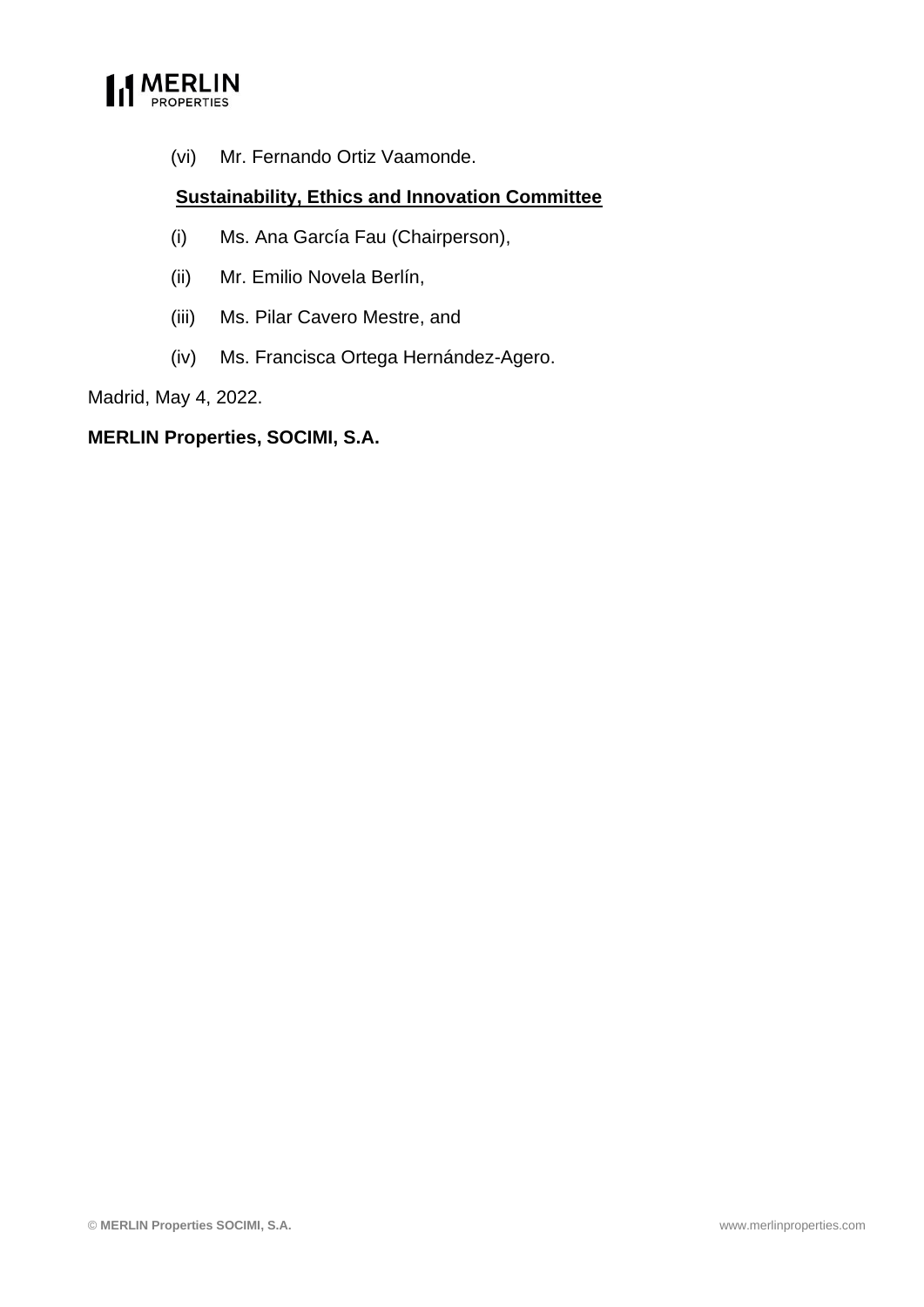(vi) Mr. Fernando Ortiz Vaamonde.

**Sustainability, Ethics and Innovation Committee**

(i) Ms. Ana García Fau (Chairperson),

(ii) Mr. Emilio Novela Berlín,

(iii) Ms. Pilar Cavero Mestre, and

(iv) Ms. Francisca Ortega Hernández-Agero.

Madrid, May 4, 2022.

**MERLIN Properties, SOCIMI, S.A.**